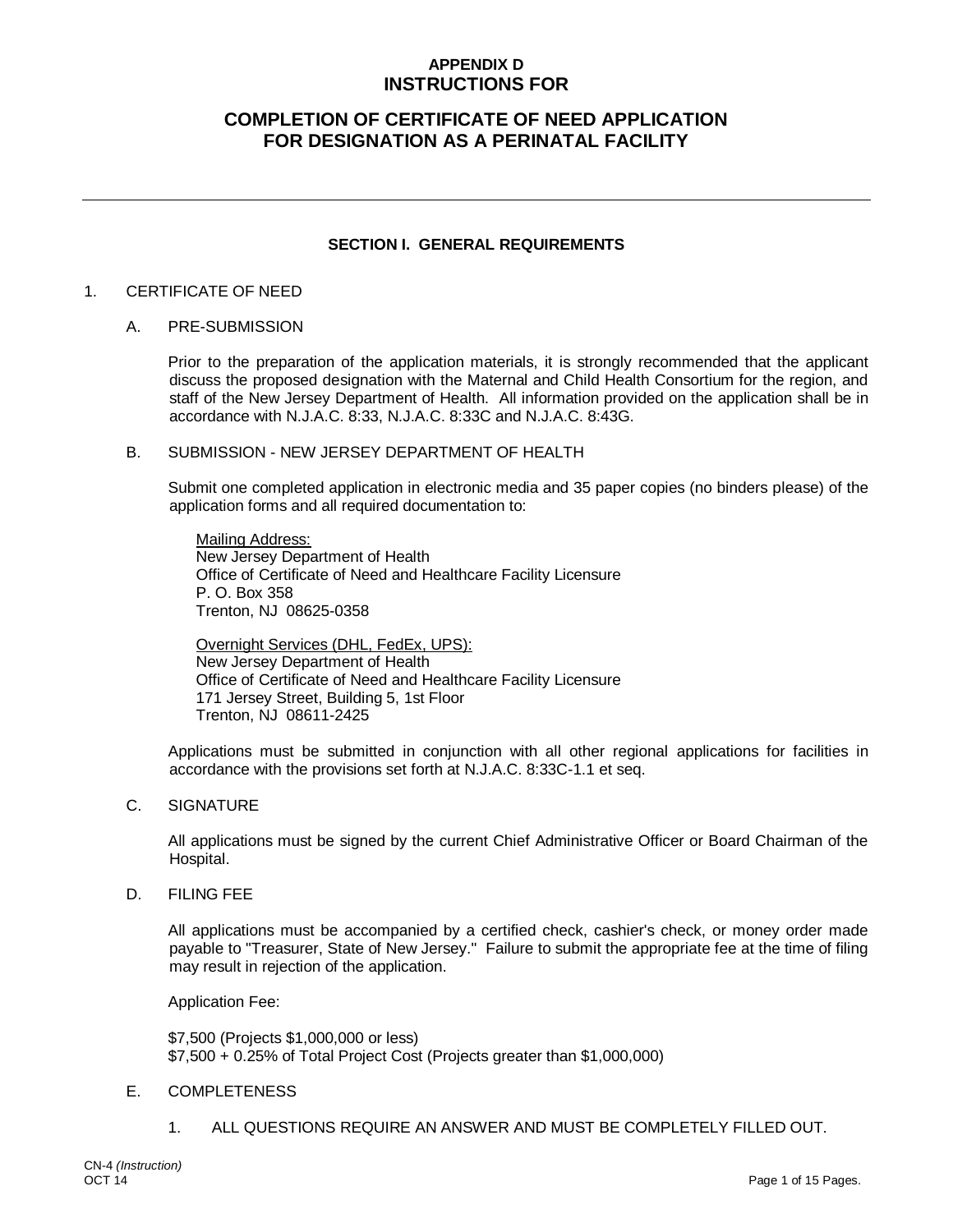# APPENDIX D
# INSTRUCTIONS FOR

# COMPLETION OF CERTIFICATE OF NEED APPLICATION FOR DESIGNATION AS A PERINATAL FACILITY

---

## SECTION I. GENERAL REQUIREMENTS

1. CERTIFICATE OF NEED

   A. PRE-SUBMISSION

   Prior to the preparation of the application materials, it is strongly recommended that the applicant discuss the proposed designation with the Maternal and Child Health Consortium for the region, and staff of the New Jersey Department of Health. All information provided on the application shall be in accordance with N.J.A.C. 8:33, N.J.A.C. 8:33C and N.J.A.C. 8:43G.

   B. SUBMISSION - NEW JERSEY DEPARTMENT OF HEALTH

   Submit one completed application in electronic media and 35 paper copies (no binders please) of the application forms and all required documentation to:

   Mailing Address:
   New Jersey Department of Health
   Office of Certificate of Need and Healthcare Facility Licensure
   P. O. Box 358
   Trenton, NJ 08625-0358

   Overnight Services (DHL, FedEx, UPS):
   New Jersey Department of Health
   Office of Certificate of Need and Healthcare Facility Licensure
   171 Jersey Street, Building 5, 1st Floor
   Trenton, NJ 08611-2425

   Applications must be submitted in conjunction with all other regional applications for facilities in accordance with the provisions set forth at N.J.A.C. 8:33C-1.1 et seq.

   C. SIGNATURE

   All applications must be signed by the current Chief Administrative Officer or Board Chairman of the Hospital.

   D. FILING FEE

   All applications must be accompanied by a certified check, cashier's check, or money order made payable to "Treasurer, State of New Jersey." Failure to submit the appropriate fee at the time of filing may result in rejection of the application.

   Application Fee:

   $7,500 (Projects $1,000,000 or less)
   $7,500 + 0.25% of Total Project Cost (Projects greater than $1,000,000)

   E. COMPLETENESS

   1. ALL QUESTIONS REQUIRE AN ANSWER AND MUST BE COMPLETELY FILLED OUT.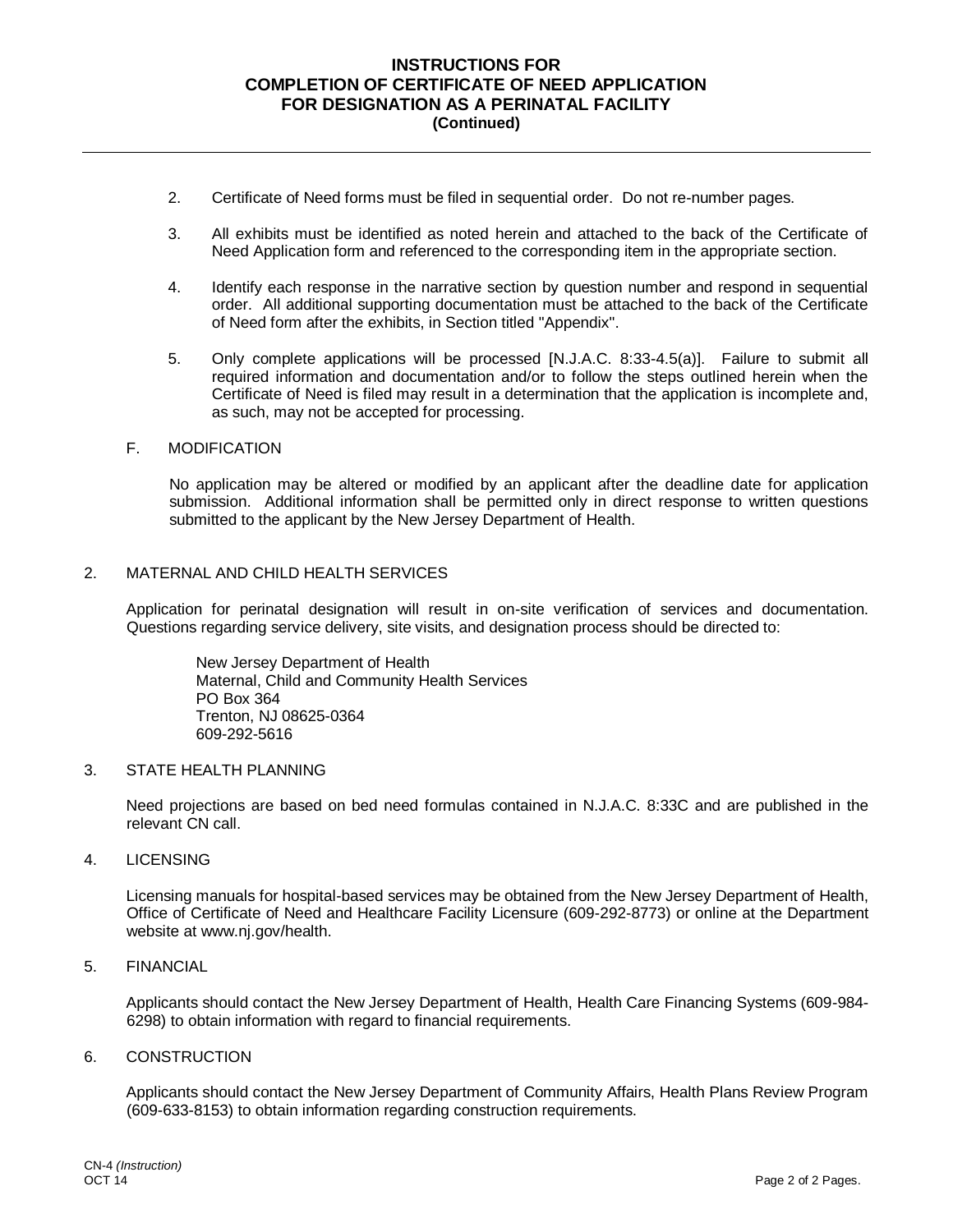2. Certificate of Need forms must be filed in sequential order. Do not re-number pages.

3. All exhibits must be identified as noted herein and attached to the back of the Certificate of Need Application form and referenced to the corresponding item in the appropriate section.

4. Identify each response in the narrative section by question number and respond in sequential order. All additional supporting documentation must be attached to the back of the Certificate of Need form after the exhibits, in Section titled "Appendix".

5. Only complete applications will be processed [N.J.A.C. 8:33-4.5(a)]. Failure to submit all required information and documentation and/or to follow the steps outlined herein when the Certificate of Need is filed may result in a determination that the application is incomplete and, as such, may not be accepted for processing.

F. MODIFICATION

No application may be altered or modified by an applicant after the deadline date for application submission. Additional information shall be permitted only in direct response to written questions submitted to the applicant by the New Jersey Department of Health.

## 2. MATERNAL AND CHILD HEALTH SERVICES

Application for perinatal designation will result in on-site verification of services and documentation. Questions regarding service delivery, site visits, and designation process should be directed to:

New Jersey Department of Health
Maternal, Child and Community Health Services
PO Box 364
Trenton, NJ 08625-0364
609-292-5616

## 3. STATE HEALTH PLANNING

Need projections are based on bed need formulas contained in N.J.A.C. 8:33C and are published in the relevant CN call.

## 4. LICENSING

Licensing manuals for hospital-based services may be obtained from the New Jersey Department of Health, Office of Certificate of Need and Healthcare Facility Licensure (609-292-8773) or online at the Department website at www.nj.gov/health.

## 5. FINANCIAL

Applicants should contact the New Jersey Department of Health, Health Care Financing Systems (609-984-6298) to obtain information with regard to financial requirements.

## 6. CONSTRUCTION

Applicants should contact the New Jersey Department of Community Affairs, Health Plans Review Program (609-633-8153) to obtain information regarding construction requirements.

CN-4 *(Instruction)*
OCT 14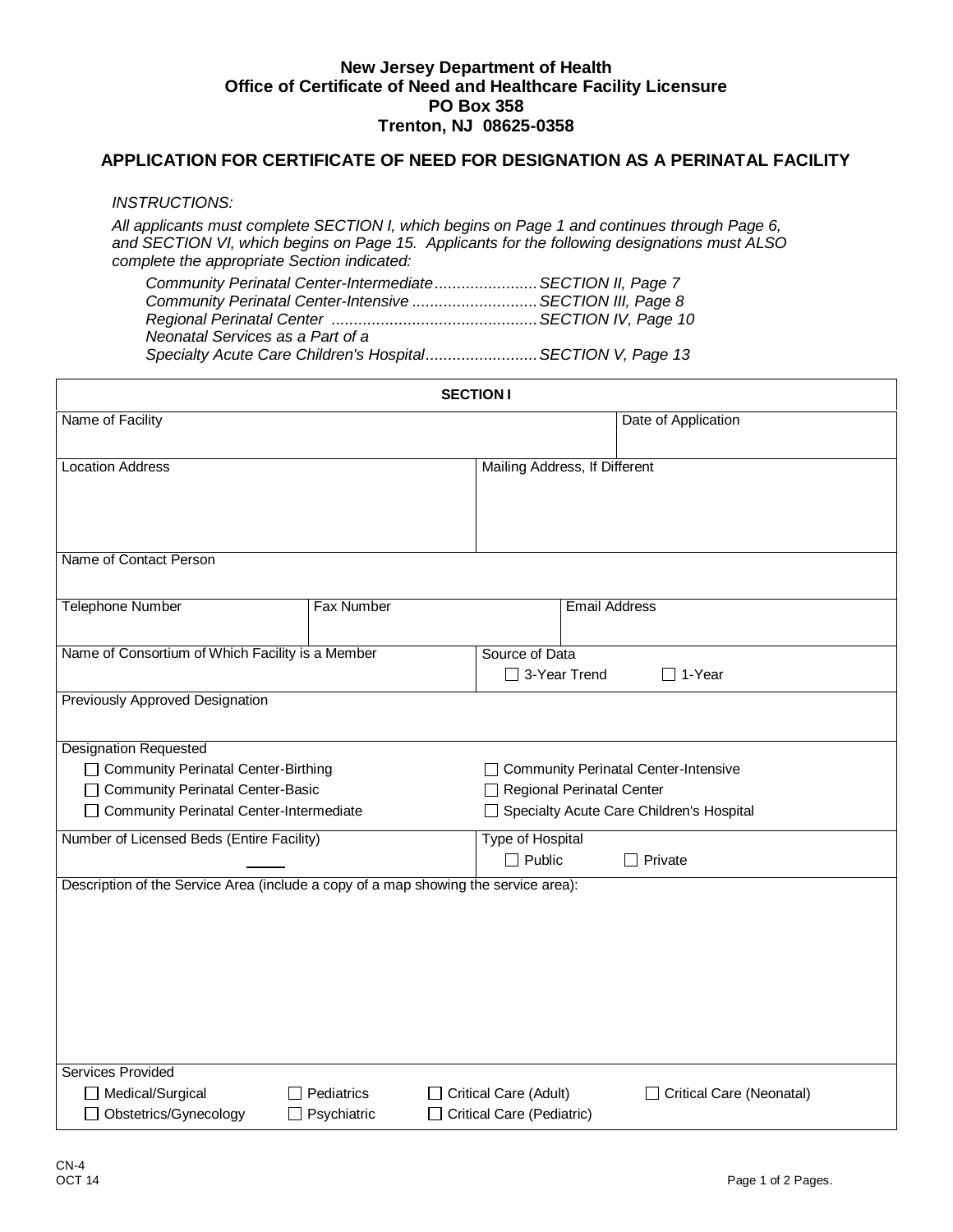**New Jersey Department of Health**
**Office of Certificate of Need and Healthcare Facility Licensure**
**PO Box 358**
**Trenton, NJ 08625-0358**

## APPLICATION FOR CERTIFICATE OF NEED FOR DESIGNATION AS A PERINATAL FACILITY

*INSTRUCTIONS:*

*All applicants must complete SECTION I, which begins on Page 1 and continues through Page 6, and SECTION VI, which begins on Page 15. Applicants for the following designations must ALSO complete the appropriate Section indicated:*

*Community Perinatal Center-Intermediate ....................... SECTION II, Page 7*
*Community Perinatal Center-Intensive ............................ SECTION III, Page 8*
*Regional Perinatal Center .............................................. SECTION IV, Page 10*
*Neonatal Services as a Part of a*
*Specialty Acute Care Children's Hospital ......................... SECTION V, Page 13*

**SECTION I**

| | | | |
|---|---|---|---|
| Name of Facility | | | Date of Application |
| Location Address | | Mailing Address, If Different | |
| Name of Contact Person | | | |
| Telephone Number | Fax Number | Email Address | |
| Name of Consortium of Which Facility is a Member | | Source of Data<br>☐ 3-Year Trend ☐ 1-Year | |
| Previously Approved Designation | | | |
| Designation Requested<br>☐ Community Perinatal Center-Birthing<br>☐ Community Perinatal Center-Basic<br>☐ Community Perinatal Center-Intermediate | | ☐ Community Perinatal Center-Intensive<br>☐ Regional Perinatal Center<br>☐ Specialty Acute Care Children's Hospital | |
| Number of Licensed Beds (Entire Facility)<br>\_\_\_\_\_ | | Type of Hospital<br>☐ Public ☐ Private | |
| Description of the Service Area (include a copy of a map showing the service area): | | | |
| Services Provided<br>☐ Medical/Surgical ☐ Pediatrics ☐ Critical Care (Adult) ☐ Critical Care (Neonatal)<br>☐ Obstetrics/Gynecology ☐ Psychiatric ☐ Critical Care (Pediatric) | | | |

CN-4
OCT 14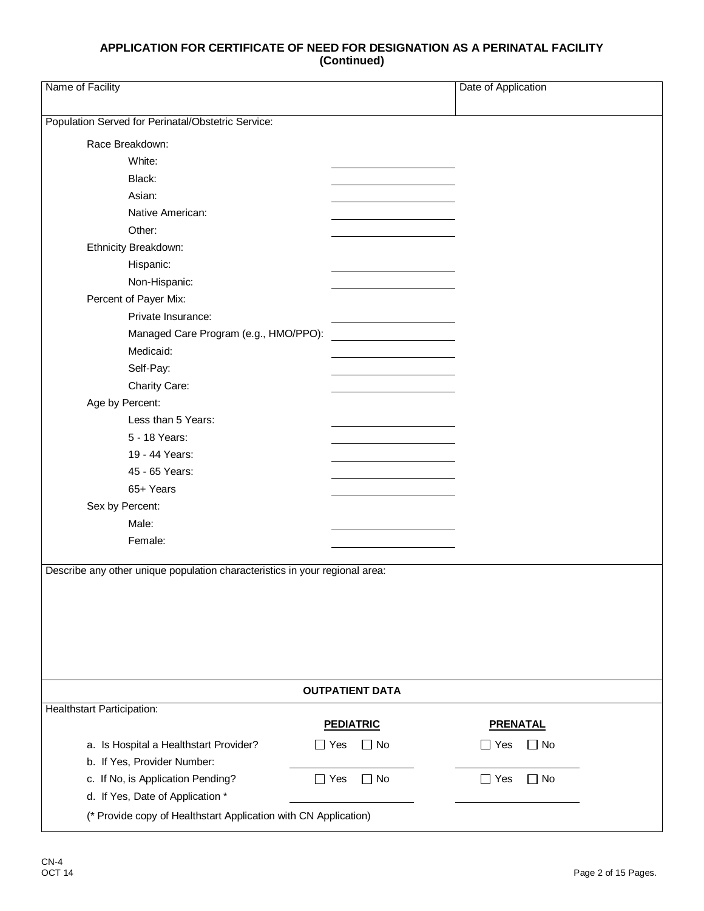**APPLICATION FOR CERTIFICATE OF NEED FOR DESIGNATION AS A PERINATAL FACILITY (Continued)**

| Name of Facility | Date of Application |
| --- | --- |
| | |

Population Served for Perinatal/Obstetric Service:

Race Breakdown:

- White: ____________________
- Black: ____________________
- Asian: ____________________
- Native American: ____________________
- Other: ____________________

Ethnicity Breakdown:

- Hispanic: ____________________
- Non-Hispanic: ____________________

Percent of Payer Mix:

- Private Insurance: ____________________
- Managed Care Program (e.g., HMO/PPO): ____________________
- Medicaid: ____________________
- Self-Pay: ____________________
- Charity Care: ____________________

Age by Percent:

- Less than 5 Years: ____________________
- 5 - 18 Years: ____________________
- 19 - 44 Years: ____________________
- 45 - 65 Years: ____________________
- 65+ Years ____________________

Sex by Percent:

- Male: ____________________
- Female: ____________________

Describe any other unique population characteristics in your regional area:

## OUTPATIENT DATA

Healthstart Participation:

| | **PEDIATRIC** | **PRENATAL** |
| --- | --- | --- |
| a. Is Hospital a Healthstart Provider? | ☐ Yes ☐ No | ☐ Yes ☐ No |
| b. If Yes, Provider Number: | ____________________ | ____________________ |
| c. If No, is Application Pending? | ☐ Yes ☐ No | ☐ Yes ☐ No |
| d. If Yes, Date of Application * | ____________________ | ____________________ |

(* Provide copy of Healthstart Application with CN Application)

CN-4
OCT 14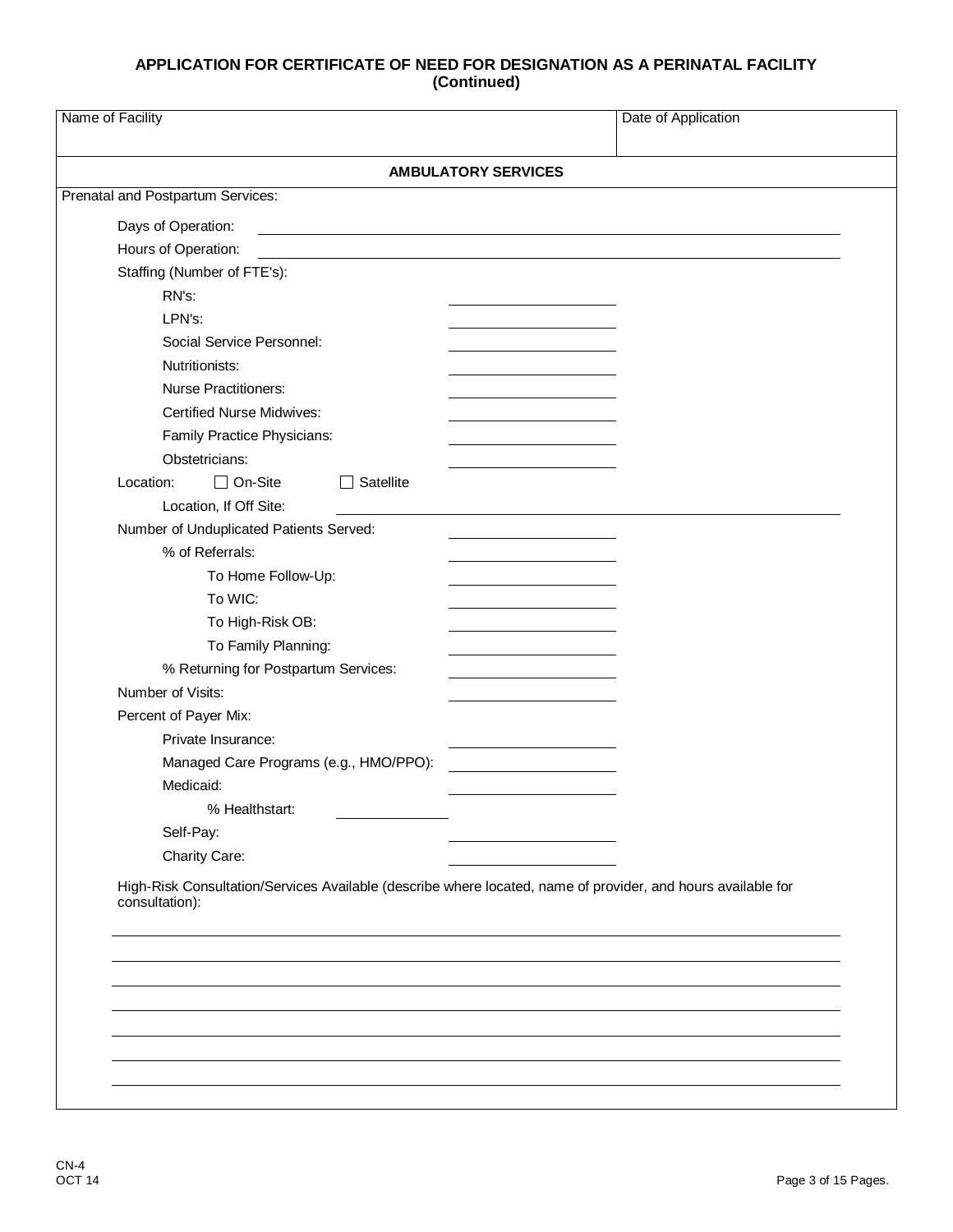## APPLICATION FOR CERTIFICATE OF NEED FOR DESIGNATION AS A PERINATAL FACILITY (Continued)

| Name of Facility | Date of Application |
|---|---|
| | |

### AMBULATORY SERVICES

Prenatal and Postpartum Services:

Days of Operation: ____________________

Hours of Operation: ____________________

Staffing (Number of FTE's):

- RN's: ____________
- LPN's: ____________
- Social Service Personnel: ____________
- Nutritionists: ____________
- Nurse Practitioners: ____________
- Certified Nurse Midwives: ____________
- Family Practice Physicians: ____________
- Obstetricians: ____________

Location: ☐ On-Site ☐ Satellite

- Location, If Off Site: ____________________

Number of Unduplicated Patients Served: ____________

- % of Referrals: ____________
  - To Home Follow-Up: ____________
  - To WIC: ____________
  - To High-Risk OB: ____________
  - To Family Planning: ____________
- % Returning for Postpartum Services: ____________

Number of Visits: ____________

Percent of Payer Mix:

- Private Insurance: ____________
- Managed Care Programs (e.g., HMO/PPO): ____________
- Medicaid: ____________
  - % Healthstart: ____________
- Self-Pay: ____________
- Charity Care: ____________

High-Risk Consultation/Services Available (describe where located, name of provider, and hours available for consultation):

____________________________________________________________

____________________________________________________________

____________________________________________________________

____________________________________________________________

____________________________________________________________

____________________________________________________________

____________________________________________________________

CN-4
OCT 14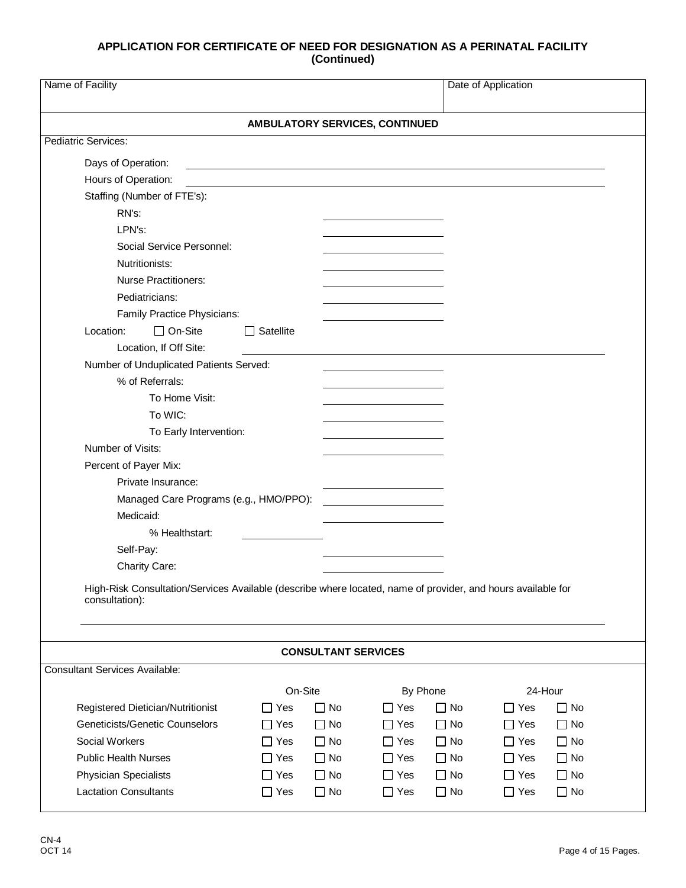## APPLICATION FOR CERTIFICATE OF NEED FOR DESIGNATION AS A PERINATAL FACILITY (Continued)

| Name of Facility | Date of Application |
|---|---|
| | |

### AMBULATORY SERVICES, CONTINUED

Pediatric Services:

Days of Operation: \_\_\_\_\_\_\_\_\_\_\_\_\_\_\_\_\_\_\_\_

Hours of Operation: \_\_\_\_\_\_\_\_\_\_\_\_\_\_\_\_\_\_\_\_

Staffing (Number of FTE's):

- RN's: \_\_\_\_\_\_\_\_\_\_
- LPN's: \_\_\_\_\_\_\_\_\_\_
- Social Service Personnel: \_\_\_\_\_\_\_\_\_\_
- Nutritionists: \_\_\_\_\_\_\_\_\_\_
- Nurse Practitioners: \_\_\_\_\_\_\_\_\_\_
- Pediatricians: \_\_\_\_\_\_\_\_\_\_
- Family Practice Physicians: \_\_\_\_\_\_\_\_\_\_

Location: ☐ On-Site ☐ Satellite

Location, If Off Site: \_\_\_\_\_\_\_\_\_\_\_\_\_\_\_\_\_\_\_\_

Number of Unduplicated Patients Served: \_\_\_\_\_\_\_\_\_\_

% of Referrals: \_\_\_\_\_\_\_\_\_\_

- To Home Visit: \_\_\_\_\_\_\_\_\_\_
- To WIC: \_\_\_\_\_\_\_\_\_\_
- To Early Intervention: \_\_\_\_\_\_\_\_\_\_

Number of Visits: \_\_\_\_\_\_\_\_\_\_

Percent of Payer Mix:

- Private Insurance: \_\_\_\_\_\_\_\_\_\_
- Managed Care Programs (e.g., HMO/PPO): \_\_\_\_\_\_\_\_\_\_
- Medicaid: \_\_\_\_\_\_\_\_\_\_
  - % Healthstart: \_\_\_\_\_\_\_\_\_\_
- Self-Pay: \_\_\_\_\_\_\_\_\_\_
- Charity Care: \_\_\_\_\_\_\_\_\_\_

High-Risk Consultation/Services Available (describe where located, name of provider, and hours available for consultation):

\_\_\_\_\_\_\_\_\_\_\_\_\_\_\_\_\_\_\_\_

### CONSULTANT SERVICES

Consultant Services Available:

| | On-Site | | By Phone | | 24-Hour | |
|---|---|---|---|---|---|---|
| Registered Dietician/Nutritionist | ☐ Yes | ☐ No | ☐ Yes | ☐ No | ☐ Yes | ☐ No |
| Geneticists/Genetic Counselors | ☐ Yes | ☐ No | ☐ Yes | ☐ No | ☐ Yes | ☐ No |
| Social Workers | ☐ Yes | ☐ No | ☐ Yes | ☐ No | ☐ Yes | ☐ No |
| Public Health Nurses | ☐ Yes | ☐ No | ☐ Yes | ☐ No | ☐ Yes | ☐ No |
| Physician Specialists | ☐ Yes | ☐ No | ☐ Yes | ☐ No | ☐ Yes | ☐ No |
| Lactation Consultants | ☐ Yes | ☐ No | ☐ Yes | ☐ No | ☐ Yes | ☐ No |

CN-4
OCT 14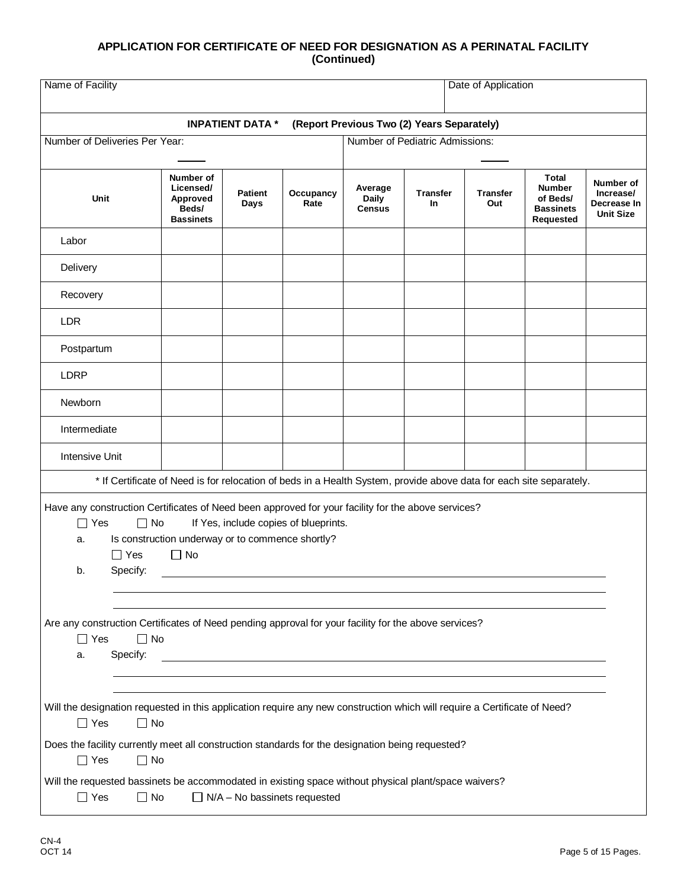## APPLICATION FOR CERTIFICATE OF NEED FOR DESIGNATION AS A PERINATAL FACILITY (Continued)

| Name of Facility | Date of Application |
|---|---|
| | |

**INPATIENT DATA \*** **(Report Previous Two (2) Years Separately)**

Number of Deliveries Per Year: ______

Number of Pediatric Admissions: ______

| Unit | Number of Licensed/ Approved Beds/ Bassinets | Patient Days | Occupancy Rate | Average Daily Census | Transfer In | Transfer Out | Total Number of Beds/ Bassinets Requested | Number of Increase/ Decrease In Unit Size |
|---|---|---|---|---|---|---|---|---|
| Labor | | | | | | | | |
| Delivery | | | | | | | | |
| Recovery | | | | | | | | |
| LDR | | | | | | | | |
| Postpartum | | | | | | | | |
| LDRP | | | | | | | | |
| Newborn | | | | | | | | |
| Intermediate | | | | | | | | |
| Intensive Unit | | | | | | | | |

\* If Certificate of Need is for relocation of beds in a Health System, provide above data for each site separately.

Have any construction Certificates of Need been approved for your facility for the above services?

☐ Yes ☐ No If Yes, include copies of blueprints.

a. Is construction underway or to commence shortly?

☐ Yes ☐ No

b. Specify: ____________________________________________

____________________________________________

____________________________________________

Are any construction Certificates of Need pending approval for your facility for the above services?

☐ Yes ☐ No

a. Specify: ____________________________________________

____________________________________________

____________________________________________

Will the designation requested in this application require any new construction which will require a Certificate of Need?

☐ Yes ☐ No

Does the facility currently meet all construction standards for the designation being requested?

☐ Yes ☐ No

Will the requested bassinets be accommodated in existing space without physical plant/space waivers?

☐ Yes ☐ No ☐ N/A – No bassinets requested

CN-4
OCT 14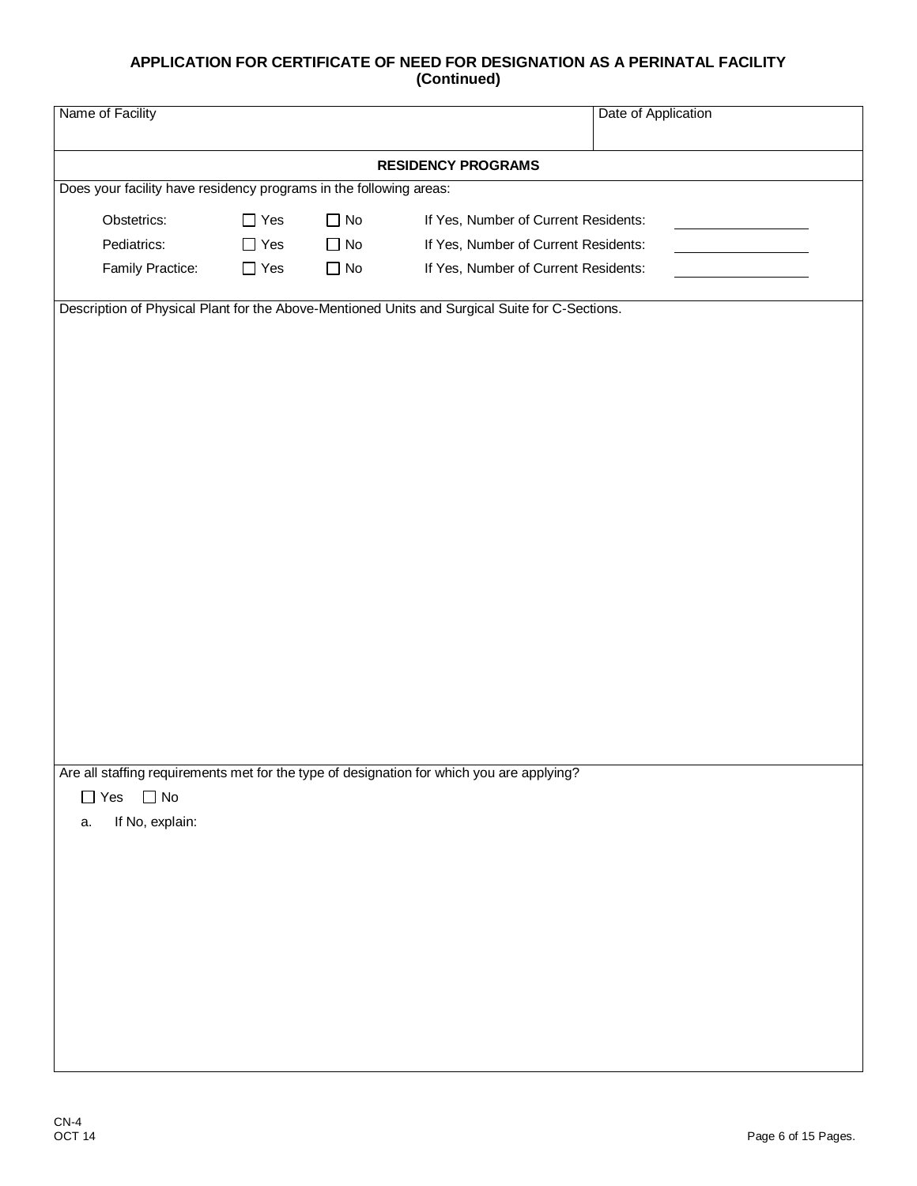**APPLICATION FOR CERTIFICATE OF NEED FOR DESIGNATION AS A PERINATAL FACILITY (Continued)**

| Name of Facility | Date of Application |
|---|---|
| | |

**RESIDENCY PROGRAMS**

Does your facility have residency programs in the following areas:

| | | | | |
|---|---|---|---|---|
| Obstetrics: | ☐ Yes | ☐ No | If Yes, Number of Current Residents: | ________ |
| Pediatrics: | ☐ Yes | ☐ No | If Yes, Number of Current Residents: | ________ |
| Family Practice: | ☐ Yes | ☐ No | If Yes, Number of Current Residents: | ________ |

Description of Physical Plant for the Above-Mentioned Units and Surgical Suite for C-Sections.

Are all staffing requirements met for the type of designation for which you are applying?

☐ Yes ☐ No

a. If No, explain:

CN-4
OCT 14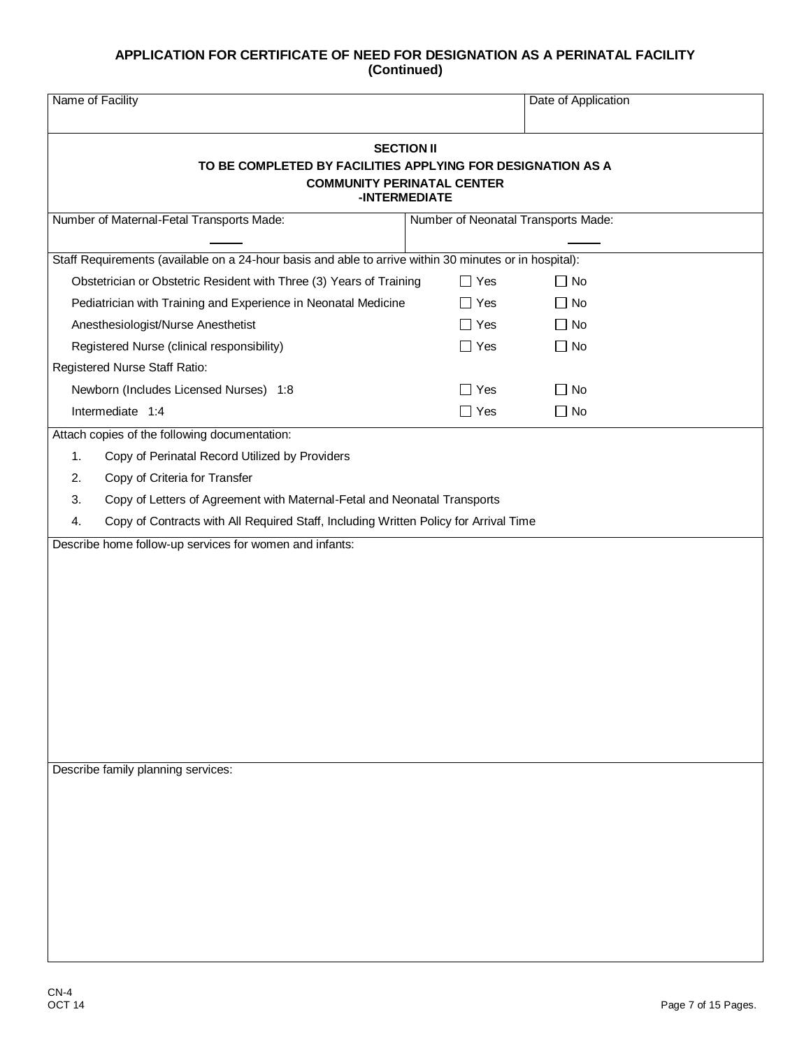## APPLICATION FOR CERTIFICATE OF NEED FOR DESIGNATION AS A PERINATAL FACILITY (Continued)

| Name of Facility | Date of Application |
|---|---|
| | |

### SECTION II
### TO BE COMPLETED BY FACILITIES APPLYING FOR DESIGNATION AS A COMMUNITY PERINATAL CENTER -INTERMEDIATE

| Number of Maternal-Fetal Transports Made: | Number of Neonatal Transports Made: |
|---|---|
| ____ | ____ |

Staff Requirements (available on a 24-hour basis and able to arrive within 30 minutes or in hospital):

| | | |
|---|---|---|
| Obstetrician or Obstetric Resident with Three (3) Years of Training | ☐ Yes | ☐ No |
| Pediatrician with Training and Experience in Neonatal Medicine | ☐ Yes | ☐ No |
| Anesthesiologist/Nurse Anesthetist | ☐ Yes | ☐ No |
| Registered Nurse (clinical responsibility) | ☐ Yes | ☐ No |

Registered Nurse Staff Ratio:

| | | |
|---|---|---|
| Newborn (Includes Licensed Nurses) 1:8 | ☐ Yes | ☐ No |
| Intermediate 1:4 | ☐ Yes | ☐ No |

Attach copies of the following documentation:

1. Copy of Perinatal Record Utilized by Providers
2. Copy of Criteria for Transfer
3. Copy of Letters of Agreement with Maternal-Fetal and Neonatal Transports
4. Copy of Contracts with All Required Staff, Including Written Policy for Arrival Time

Describe home follow-up services for women and infants:

Describe family planning services:

CN-4
OCT 14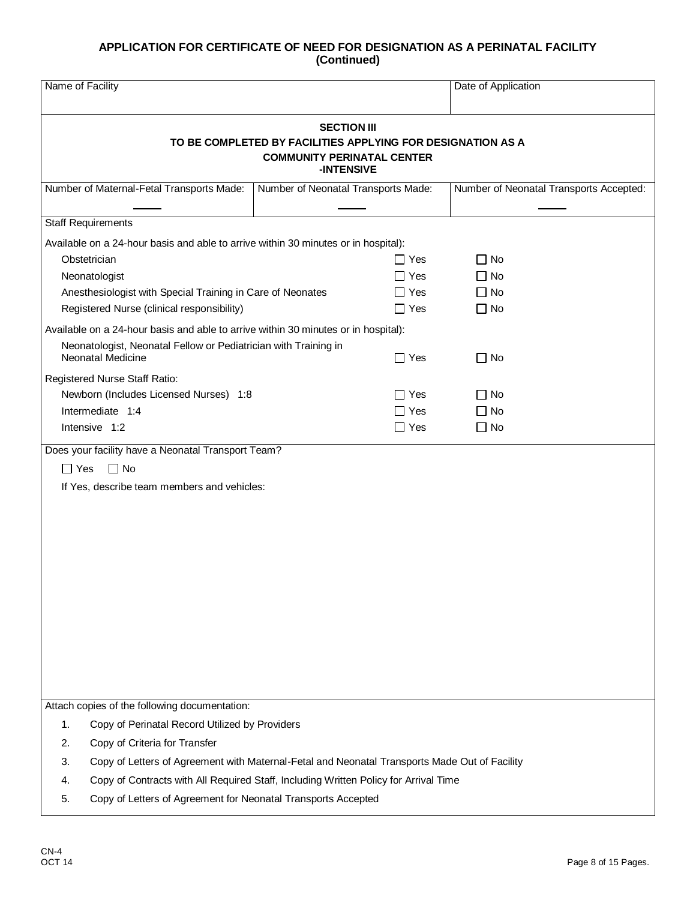## APPLICATION FOR CERTIFICATE OF NEED FOR DESIGNATION AS A PERINATAL FACILITY
**(Continued)**

| Name of Facility | Date of Application |
|---|---|
| | |

### SECTION III
**TO BE COMPLETED BY FACILITIES APPLYING FOR DESIGNATION AS A COMMUNITY PERINATAL CENTER -INTENSIVE**

| Number of Maternal-Fetal Transports Made: | Number of Neonatal Transports Made: | Number of Neonatal Transports Accepted: |
|---|---|---|
| _____ | _____ | _____ |

**Staff Requirements**

Available on a 24-hour basis and able to arrive within 30 minutes or in hospital):

| | | |
|---|---|---|
| Obstetrician | ☐ Yes | ☐ No |
| Neonatologist | ☐ Yes | ☐ No |
| Anesthesiologist with Special Training in Care of Neonates | ☐ Yes | ☐ No |
| Registered Nurse (clinical responsibility) | ☐ Yes | ☐ No |

Available on a 24-hour basis and able to arrive within 30 minutes or in hospital):

| | | |
|---|---|---|
| Neonatologist, Neonatal Fellow or Pediatrician with Training in Neonatal Medicine | ☐ Yes | ☐ No |

Registered Nurse Staff Ratio:

| | | |
|---|---|---|
| Newborn (Includes Licensed Nurses) 1:8 | ☐ Yes | ☐ No |
| Intermediate 1:4 | ☐ Yes | ☐ No |
| Intensive 1:2 | ☐ Yes | ☐ No |

Does your facility have a Neonatal Transport Team?

☐ Yes ☐ No

If Yes, describe team members and vehicles:

Attach copies of the following documentation:

1. Copy of Perinatal Record Utilized by Providers
2. Copy of Criteria for Transfer
3. Copy of Letters of Agreement with Maternal-Fetal and Neonatal Transports Made Out of Facility
4. Copy of Contracts with All Required Staff, Including Written Policy for Arrival Time
5. Copy of Letters of Agreement for Neonatal Transports Accepted

CN-4
OCT 14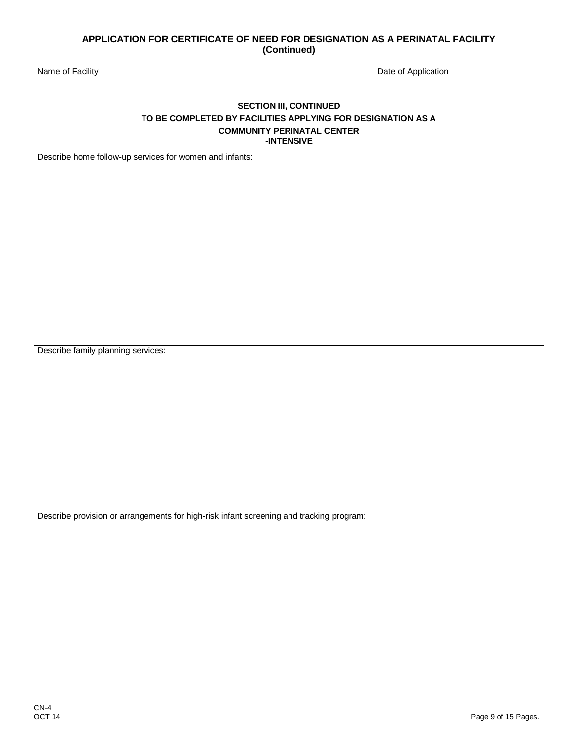**APPLICATION FOR CERTIFICATE OF NEED FOR DESIGNATION AS A PERINATAL FACILITY (Continued)**

| Name of Facility | Date of Application |
|---|---|
| | |

**SECTION III, CONTINUED**

**TO BE COMPLETED BY FACILITIES APPLYING FOR DESIGNATION AS A COMMUNITY PERINATAL CENTER -INTENSIVE**

Describe home follow-up services for women and infants:

Describe family planning services:

Describe provision or arrangements for high-risk infant screening and tracking program:

CN-4
OCT 14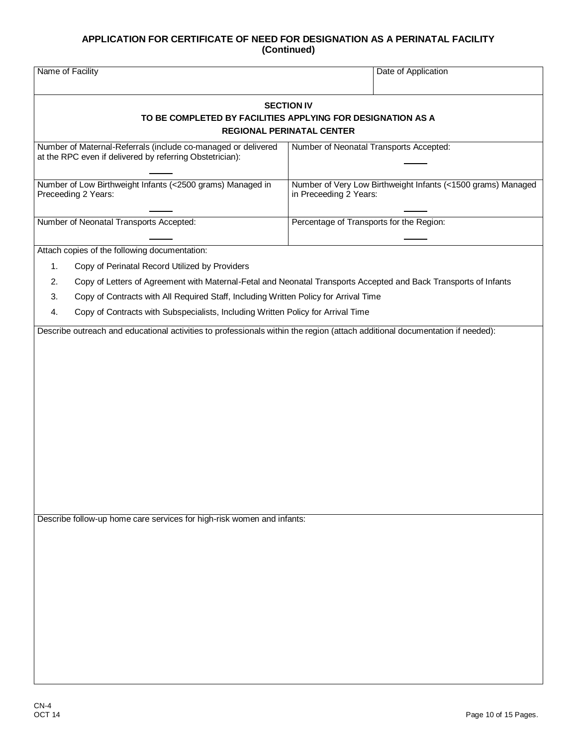## APPLICATION FOR CERTIFICATE OF NEED FOR DESIGNATION AS A PERINATAL FACILITY (Continued)

| Name of Facility | Date of Application |
|---|---|
| | |

### SECTION IV
### TO BE COMPLETED BY FACILITIES APPLYING FOR DESIGNATION AS A REGIONAL PERINATAL CENTER

| | |
|---|---|
| Number of Maternal-Referrals (include co-managed or delivered at the RPC even if delivered by referring Obstetrician): ____ | Number of Neonatal Transports Accepted: ____ |
| Number of Low Birthweight Infants (<2500 grams) Managed in Preceeding 2 Years: ____ | Number of Very Low Birthweight Infants (<1500 grams) Managed in Preceeding 2 Years: ____ |
| Number of Neonatal Transports Accepted: ____ | Percentage of Transports for the Region: ____ |

Attach copies of the following documentation:

1. Copy of Perinatal Record Utilized by Providers
2. Copy of Letters of Agreement with Maternal-Fetal and Neonatal Transports Accepted and Back Transports of Infants
3. Copy of Contracts with All Required Staff, Including Written Policy for Arrival Time
4. Copy of Contracts with Subspecialists, Including Written Policy for Arrival Time

Describe outreach and educational activities to professionals within the region (attach additional documentation if needed):

Describe follow-up home care services for high-risk women and infants:

CN-4
OCT 14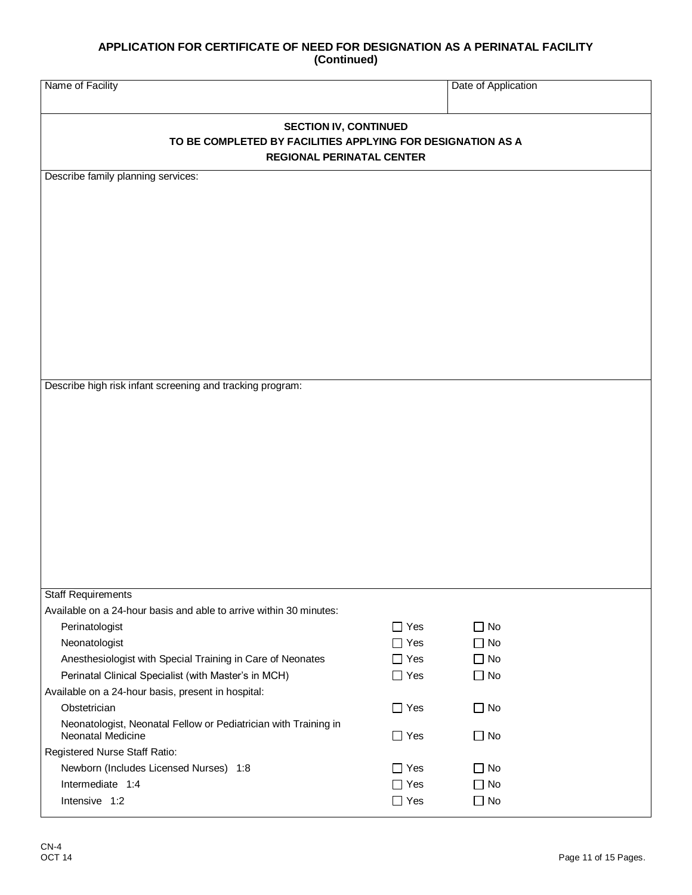## APPLICATION FOR CERTIFICATE OF NEED FOR DESIGNATION AS A PERINATAL FACILITY (Continued)

| Name of Facility | Date of Application |
|---|---|
| | |

### SECTION IV, CONTINUED
### TO BE COMPLETED BY FACILITIES APPLYING FOR DESIGNATION AS A REGIONAL PERINATAL CENTER

Describe family planning services:

Describe high risk infant screening and tracking program:

**Staff Requirements**

| | | |
|---|---|---|
| Available on a 24-hour basis and able to arrive within 30 minutes: | | |
| Perinatologist | ☐ Yes | ☐ No |
| Neonatologist | ☐ Yes | ☐ No |
| Anesthesiologist with Special Training in Care of Neonates | ☐ Yes | ☐ No |
| Perinatal Clinical Specialist (with Master's in MCH) | ☐ Yes | ☐ No |
| Available on a 24-hour basis, present in hospital: | | |
| Obstetrician | ☐ Yes | ☐ No |
| Neonatologist, Neonatal Fellow or Pediatrician with Training in Neonatal Medicine | ☐ Yes | ☐ No |
| Registered Nurse Staff Ratio: | | |
| Newborn (Includes Licensed Nurses) 1:8 | ☐ Yes | ☐ No |
| Intermediate 1:4 | ☐ Yes | ☐ No |
| Intensive 1:2 | ☐ Yes | ☐ No |

CN-4
OCT 14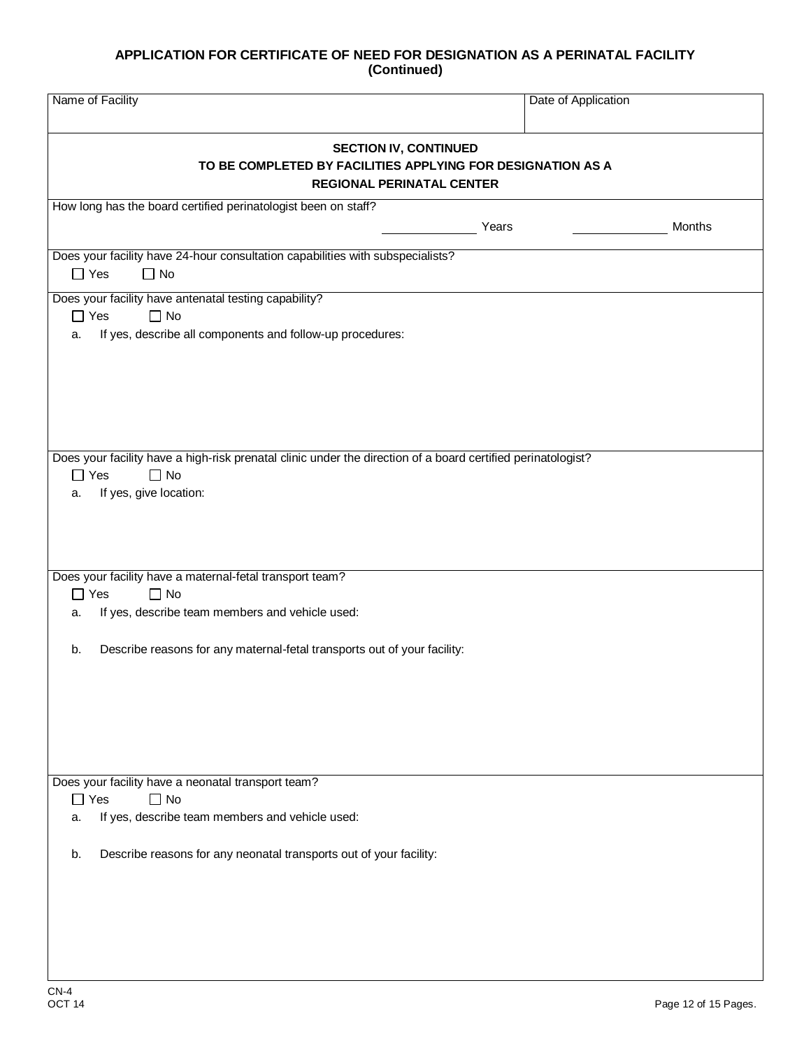**APPLICATION FOR CERTIFICATE OF NEED FOR DESIGNATION AS A PERINATAL FACILITY (Continued)**

| Name of Facility | Date of Application |
|---|---|
| | |

**SECTION IV, CONTINUED**
**TO BE COMPLETED BY FACILITIES APPLYING FOR DESIGNATION AS A REGIONAL PERINATAL CENTER**

How long has the board certified perinatologist been on staff?

\_\_\_\_\_\_\_\_\_\_\_\_ Years \_\_\_\_\_\_\_\_\_\_\_\_ Months

Does your facility have 24-hour consultation capabilities with subspecialists?

☐ Yes ☐ No

Does your facility have antenatal testing capability?

☐ Yes ☐ No

a. If yes, describe all components and follow-up procedures:

Does your facility have a high-risk prenatal clinic under the direction of a board certified perinatologist?

☐ Yes ☐ No

a. If yes, give location:

Does your facility have a maternal-fetal transport team?

☐ Yes ☐ No

a. If yes, describe team members and vehicle used:

b. Describe reasons for any maternal-fetal transports out of your facility:

Does your facility have a neonatal transport team?

☐ Yes ☐ No

a. If yes, describe team members and vehicle used:

b. Describe reasons for any neonatal transports out of your facility:

CN-4
OCT 14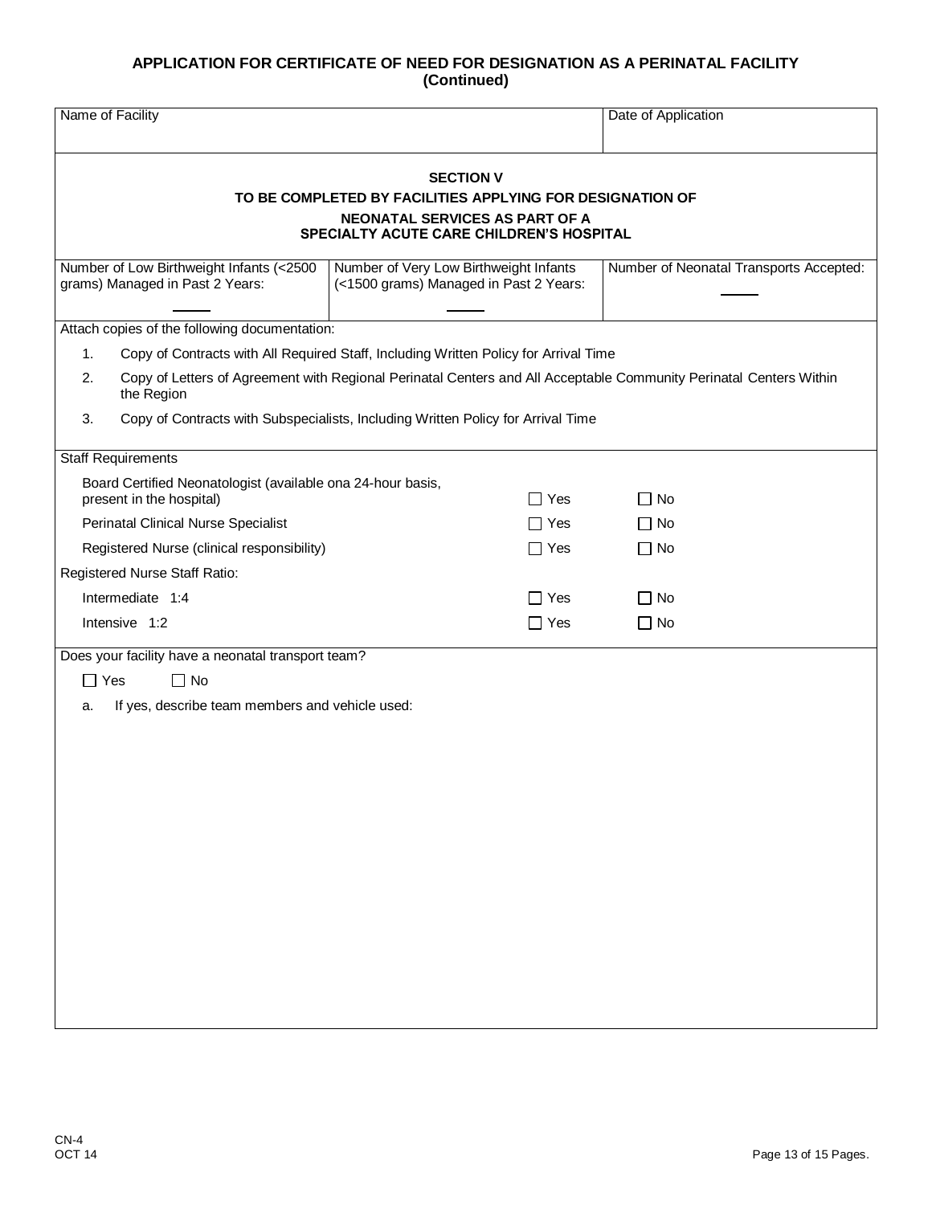**APPLICATION FOR CERTIFICATE OF NEED FOR DESIGNATION AS A PERINATAL FACILITY (Continued)**

| Name of Facility | Date of Application |
|---|---|
| | |

## SECTION V

### TO BE COMPLETED BY FACILITIES APPLYING FOR DESIGNATION OF NEONATAL SERVICES AS PART OF A SPECIALTY ACUTE CARE CHILDREN'S HOSPITAL

| Number of Low Birthweight Infants (<2500 grams) Managed in Past 2 Years: | Number of Very Low Birthweight Infants (<1500 grams) Managed in Past 2 Years: | Number of Neonatal Transports Accepted: |
|---|---|---|
| _____ | _____ | _____ |

Attach copies of the following documentation:

1. Copy of Contracts with All Required Staff, Including Written Policy for Arrival Time
2. Copy of Letters of Agreement with Regional Perinatal Centers and All Acceptable Community Perinatal Centers Within the Region
3. Copy of Contracts with Subspecialists, Including Written Policy for Arrival Time

Staff Requirements

| | | |
|---|---|---|
| Board Certified Neonatologist (available ona 24-hour basis, present in the hospital) | ☐ Yes | ☐ No |
| Perinatal Clinical Nurse Specialist | ☐ Yes | ☐ No |
| Registered Nurse (clinical responsibility) | ☐ Yes | ☐ No |
| Registered Nurse Staff Ratio: | | |
| Intermediate 1:4 | ☐ Yes | ☐ No |
| Intensive 1:2 | ☐ Yes | ☐ No |

Does your facility have a neonatal transport team?

☐ Yes ☐ No

a. If yes, describe team members and vehicle used: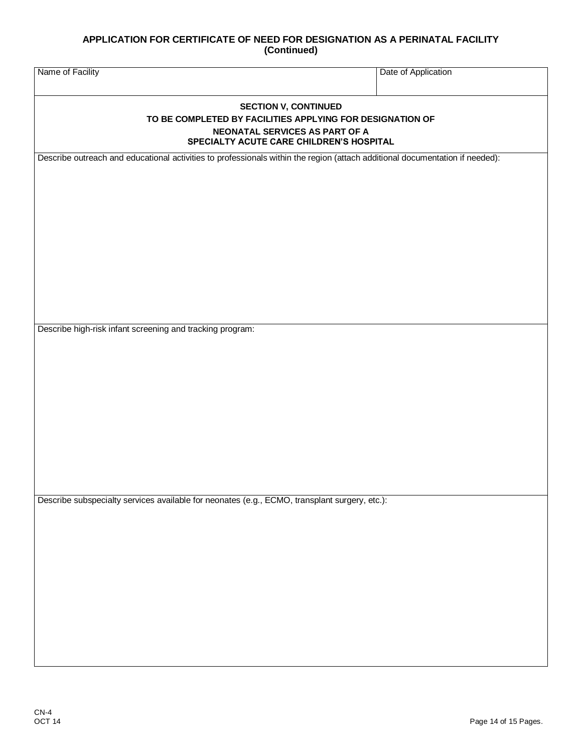**APPLICATION FOR CERTIFICATE OF NEED FOR DESIGNATION AS A PERINATAL FACILITY (Continued)**

| Name of Facility | Date of Application |
| --- | --- |
| | |

**SECTION V, CONTINUED**

**TO BE COMPLETED BY FACILITIES APPLYING FOR DESIGNATION OF NEONATAL SERVICES AS PART OF A SPECIALTY ACUTE CARE CHILDREN'S HOSPITAL**

Describe outreach and educational activities to professionals within the region (attach additional documentation if needed):

Describe high-risk infant screening and tracking program:

Describe subspecialty services available for neonates (e.g., ECMO, transplant surgery, etc.):

CN-4
OCT 14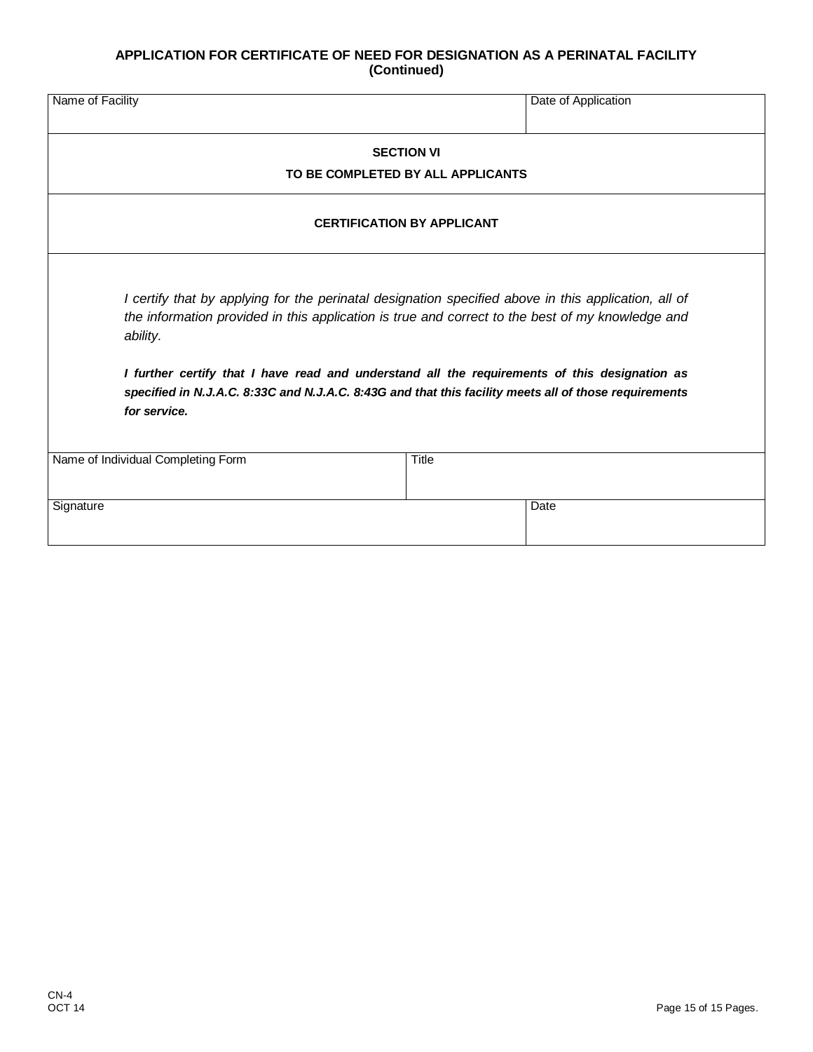**APPLICATION FOR CERTIFICATE OF NEED FOR DESIGNATION AS A PERINATAL FACILITY (Continued)**

| Name of Facility | Date of Application |
|---|---|
| | |

**SECTION VI**

**TO BE COMPLETED BY ALL APPLICANTS**

**CERTIFICATION BY APPLICANT**

*I certify that by applying for the perinatal designation specified above in this application, all of the information provided in this application is true and correct to the best of my knowledge and ability.*

***I further certify that I have read and understand all the requirements of this designation as specified in N.J.A.C. 8:33C and N.J.A.C. 8:43G and that this facility meets all of those requirements for service.***

| Name of Individual Completing Form | Title |
|---|---|
| | |

| Signature | Date |
|---|---|
| | |

CN-4
OCT 14